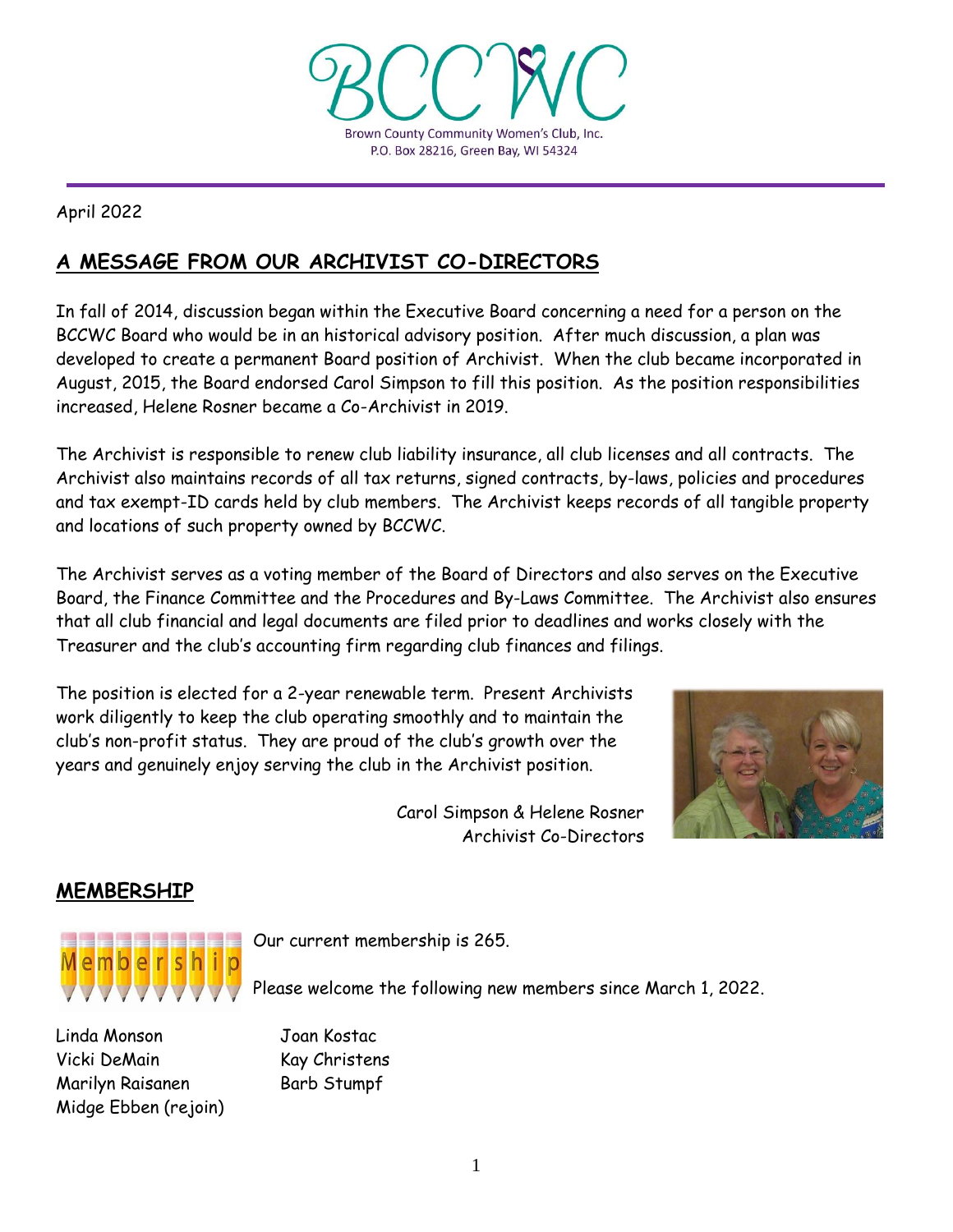BCCWC

Brown County Community Women's Club, Inc.
P.O. Box 28216, Green Bay, WI 54324

April 2022

## A MESSAGE FROM OUR ARCHIVIST CO-DIRECTORS

In fall of 2014, discussion began within the Executive Board concerning a need for a person on the BCCWC Board who would be in an historical advisory position. After much discussion, a plan was developed to create a permanent Board position of Archivist. When the club became incorporated in August, 2015, the Board endorsed Carol Simpson to fill this position. As the position responsibilities increased, Helene Rosner became a Co-Archivist in 2019.

The Archivist is responsible to renew club liability insurance, all club licenses and all contracts. The Archivist also maintains records of all tax returns, signed contracts, by-laws, policies and procedures and tax exempt-ID cards held by club members. The Archivist keeps records of all tangible property and locations of such property owned by BCCWC.

The Archivist serves as a voting member of the Board of Directors and also serves on the Executive Board, the Finance Committee and the Procedures and By-Laws Committee. The Archivist also ensures that all club financial and legal documents are filed prior to deadlines and works closely with the Treasurer and the club's accounting firm regarding club finances and filings.

The position is elected for a 2-year renewable term. Present Archivists work diligently to keep the club operating smoothly and to maintain the club's non-profit status. They are proud of the club's growth over the years and genuinely enjoy serving the club in the Archivist position.

Carol Simpson & Helene Rosner
Archivist Co-Directors

## MEMBERSHIP

Our current membership is 265.

Please welcome the following new members since March 1, 2022.

Linda Monson
Vicki DeMain
Marilyn Raisanen
Midge Ebben (rejoin)
Joan Kostac
Kay Christens
Barb Stumpf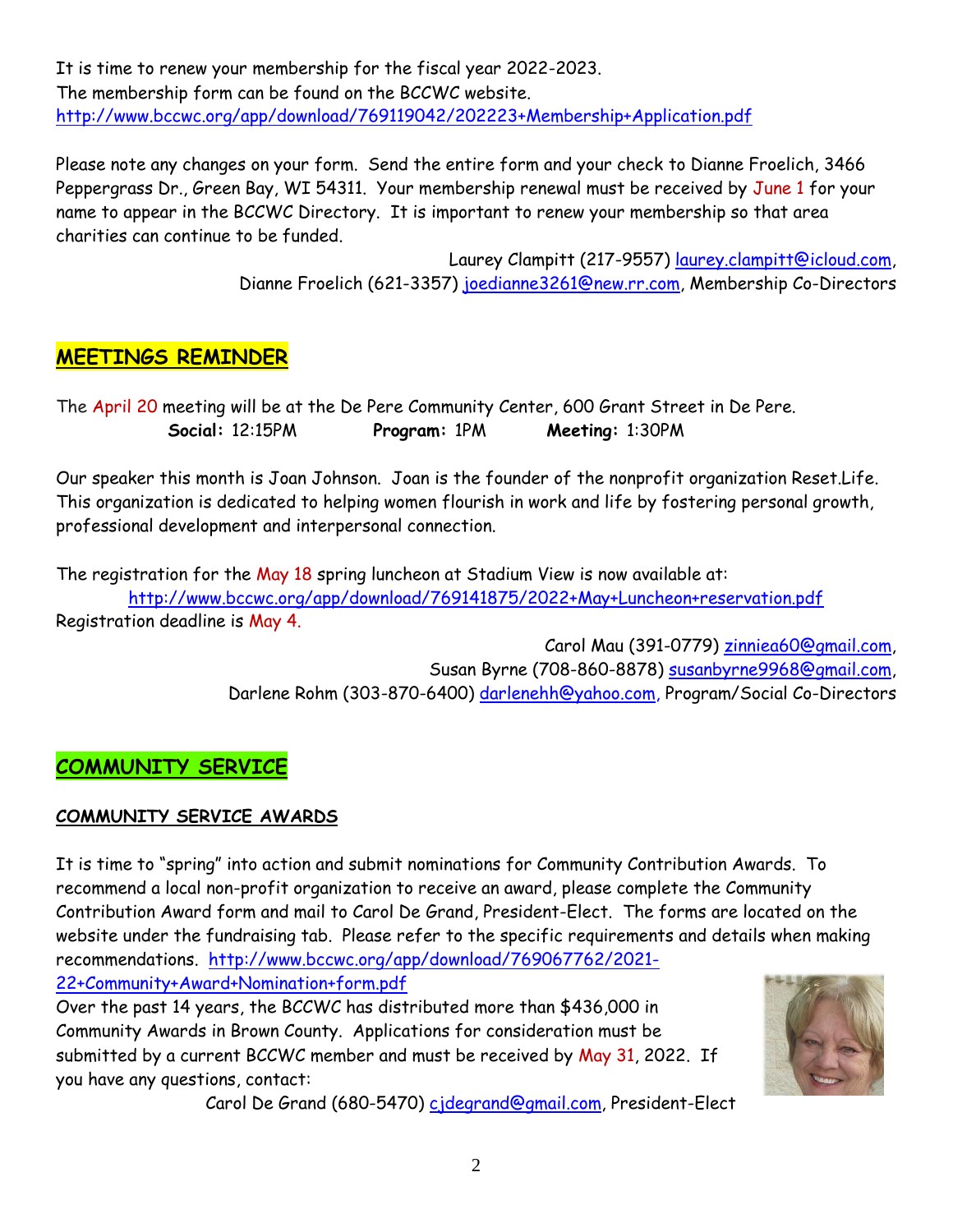It is time to renew your membership for the fiscal year 2022-2023.
The membership form can be found on the BCCWC website.
http://www.bccwc.org/app/download/769119042/202223+Membership+Application.pdf

Please note any changes on your form. Send the entire form and your check to Dianne Froelich, 3466 Peppergrass Dr., Green Bay, WI 54311. Your membership renewal must be received by June 1 for your name to appear in the BCCWC Directory. It is important to renew your membership so that area charities can continue to be funded.

Laurey Clampitt (217-9557) laurey.clampitt@icloud.com,
Dianne Froelich (621-3357) joedianne3261@new.rr.com, Membership Co-Directors

## MEETINGS REMINDER

The April 20 meeting will be at the De Pere Community Center, 600 Grant Street in De Pere.

**Social:** 12:15PM **Program:** 1PM **Meeting:** 1:30PM

Our speaker this month is Joan Johnson. Joan is the founder of the nonprofit organization Reset.Life. This organization is dedicated to helping women flourish in work and life by fostering personal growth, professional development and interpersonal connection.

The registration for the May 18 spring luncheon at Stadium View is now available at:
http://www.bccwc.org/app/download/769141875/2022+May+Luncheon+reservation.pdf
Registration deadline is May 4.

Carol Mau (391-0779) zinniea60@gmail.com,
Susan Byrne (708-860-8878) susanbyrne9968@gmail.com,
Darlene Rohm (303-870-6400) darlenehh@yahoo.com, Program/Social Co-Directors

## COMMUNITY SERVICE

### COMMUNITY SERVICE AWARDS

It is time to "spring" into action and submit nominations for Community Contribution Awards. To recommend a local non-profit organization to receive an award, please complete the Community Contribution Award form and mail to Carol De Grand, President-Elect. The forms are located on the website under the fundraising tab. Please refer to the specific requirements and details when making recommendations. http://www.bccwc.org/app/download/769067762/2021-22+Community+Award+Nomination+form.pdf
Over the past 14 years, the BCCWC has distributed more than $436,000 in Community Awards in Brown County. Applications for consideration must be submitted by a current BCCWC member and must be received by May 31, 2022. If you have any questions, contact:

Carol De Grand (680-5470) cjdegrand@gmail.com, President-Elect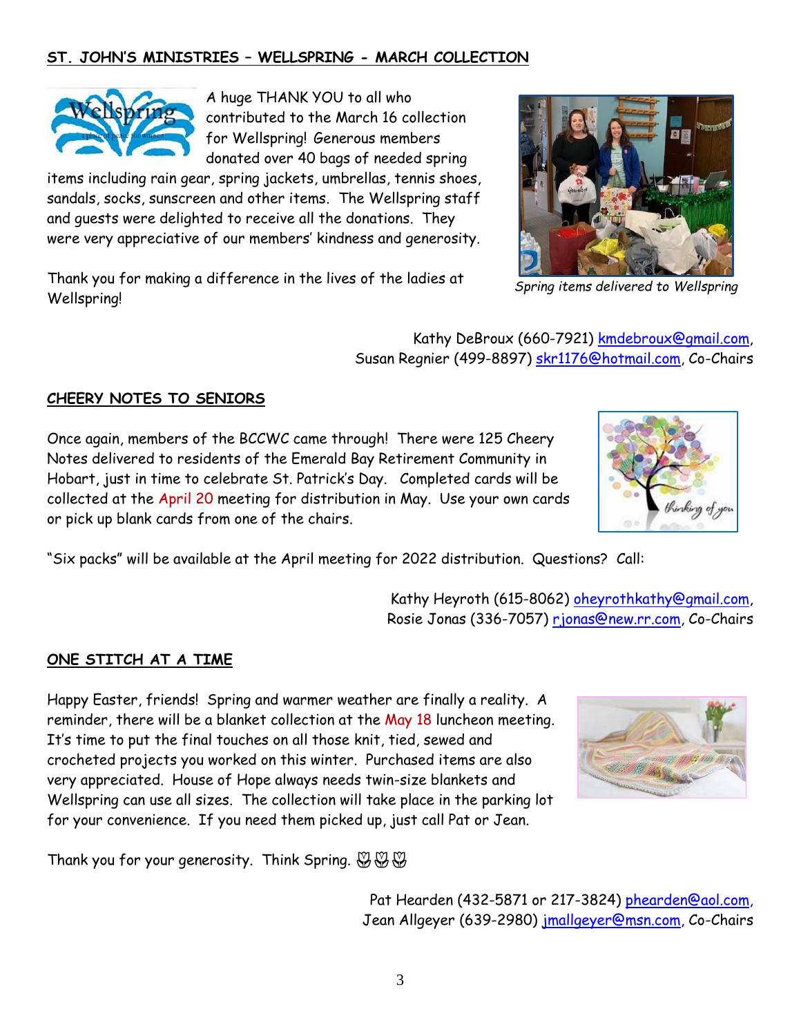## ST. JOHN'S MINISTRIES – WELLSPRING - MARCH COLLECTION

A huge THANK YOU to all who contributed to the March 16 collection for Wellspring! Generous members donated over 40 bags of needed spring items including rain gear, spring jackets, umbrellas, tennis shoes, sandals, socks, sunscreen and other items. The Wellspring staff and guests were delighted to receive all the donations. They were very appreciative of our members' kindness and generosity.

Thank you for making a difference in the lives of the ladies at Wellspring!

*Spring items delivered to Wellspring*

Kathy DeBroux (660-7921) kmdebroux@gmail.com,
Susan Regnier (499-8897) skr1176@hotmail.com, Co-Chairs

## CHEERY NOTES TO SENIORS

Once again, members of the BCCWC came through! There were 125 Cheery Notes delivered to residents of the Emerald Bay Retirement Community in Hobart, just in time to celebrate St. Patrick's Day. Completed cards will be collected at the April 20 meeting for distribution in May. Use your own cards or pick up blank cards from one of the chairs.

"Six packs" will be available at the April meeting for 2022 distribution. Questions? Call:

Kathy Heyroth (615-8062) oheyrothkathy@gmail.com,
Rosie Jonas (336-7057) rjonas@new.rr.com, Co-Chairs

## ONE STITCH AT A TIME

Happy Easter, friends! Spring and warmer weather are finally a reality. A reminder, there will be a blanket collection at the May 18 luncheon meeting. It's time to put the final touches on all those knit, tied, sewed and crocheted projects you worked on this winter. Purchased items are also very appreciated. House of Hope always needs twin-size blankets and Wellspring can use all sizes. The collection will take place in the parking lot for your convenience. If you need them picked up, just call Pat or Jean.

Thank you for your generosity. Think Spring. 🌷🌷🌷

Pat Hearden (432-5871 or 217-3824) phearden@aol.com,
Jean Allgeyer (639-2980) jmallgeyer@msn.com, Co-Chairs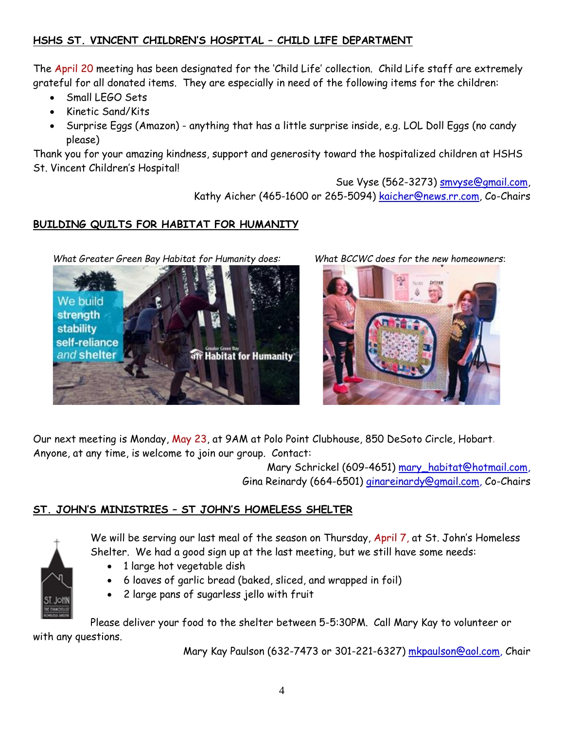## HSHS ST. VINCENT CHILDREN'S HOSPITAL – CHILD LIFE DEPARTMENT

The April 20 meeting has been designated for the 'Child Life' collection. Child Life staff are extremely grateful for all donated items. They are especially in need of the following items for the children:

- Small LEGO Sets
- Kinetic Sand/Kits
- Surprise Eggs (Amazon) - anything that has a little surprise inside, e.g. LOL Doll Eggs (no candy please)

Thank you for your amazing kindness, support and generosity toward the hospitalized children at HSHS St. Vincent Children's Hospital!

Sue Vyse (562-3273) smvyse@gmail.com,
Kathy Aicher (465-1600 or 265-5094) kaicher@news.rr.com, Co-Chairs

## BUILDING QUILTS FOR HABITAT FOR HUMANITY

*What Greater Green Bay Habitat for Humanity does:*

*What BCCWC does for the new homeowners*:

Our next meeting is Monday, May 23, at 9AM at Polo Point Clubhouse, 850 DeSoto Circle, Hobart. Anyone, at any time, is welcome to join our group. Contact:

Mary Schrickel (609-4651) mary_habitat@hotmail.com,
Gina Reinardy (664-6501) ginareinardy@gmail.com, Co-Chairs

## ST. JOHN'S MINISTRIES – ST JOHN'S HOMELESS SHELTER

We will be serving our last meal of the season on Thursday, April 7, at St. John's Homeless Shelter. We had a good sign up at the last meeting, but we still have some needs:

- 1 large hot vegetable dish
- 6 loaves of garlic bread (baked, sliced, and wrapped in foil)
- 2 large pans of sugarless jello with fruit

Please deliver your food to the shelter between 5-5:30PM. Call Mary Kay to volunteer or with any questions.

Mary Kay Paulson (632-7473 or 301-221-6327) mkpaulson@aol.com, Chair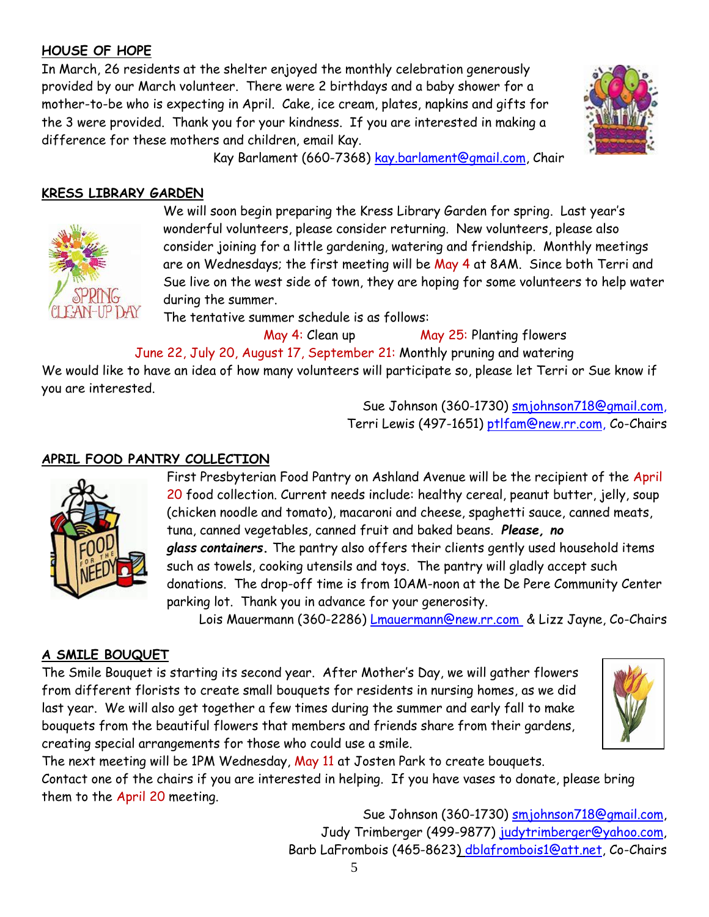## HOUSE OF HOPE

In March, 26 residents at the shelter enjoyed the monthly celebration generously provided by our March volunteer. There were 2 birthdays and a baby shower for a mother-to-be who is expecting in April. Cake, ice cream, plates, napkins and gifts for the 3 were provided. Thank you for your kindness. If you are interested in making a difference for these mothers and children, email Kay.

Kay Barlament (660-7368) kay.barlament@gmail.com, Chair

## KRESS LIBRARY GARDEN

We will soon begin preparing the Kress Library Garden for spring. Last year's wonderful volunteers, please consider returning. New volunteers, please also consider joining for a little gardening, watering and friendship. Monthly meetings are on Wednesdays; the first meeting will be May 4 at 8AM. Since both Terri and Sue live on the west side of town, they are hoping for some volunteers to help water during the summer.

The tentative summer schedule is as follows:

May 4: Clean up May 25: Planting flowers

June 22, July 20, August 17, September 21: Monthly pruning and watering

We would like to have an idea of how many volunteers will participate so, please let Terri or Sue know if you are interested.

Sue Johnson (360-1730) smjohnson718@gmail.com,
Terri Lewis (497-1651) ptlfam@new.rr.com, Co-Chairs

## APRIL FOOD PANTRY COLLECTION

First Presbyterian Food Pantry on Ashland Avenue will be the recipient of the April 20 food collection. Current needs include: healthy cereal, peanut butter, jelly, soup (chicken noodle and tomato), macaroni and cheese, spaghetti sauce, canned meats, tuna, canned vegetables, canned fruit and baked beans. ***Please, no glass containers.*** The pantry also offers their clients gently used household items such as towels, cooking utensils and toys. The pantry will gladly accept such donations. The drop-off time is from 10AM-noon at the De Pere Community Center parking lot. Thank you in advance for your generosity.

Lois Mauermann (360-2286) Lmauermann@new.rr.com & Lizz Jayne, Co-Chairs

## A SMILE BOUQUET

The Smile Bouquet is starting its second year. After Mother's Day, we will gather flowers from different florists to create small bouquets for residents in nursing homes, as we did last year. We will also get together a few times during the summer and early fall to make bouquets from the beautiful flowers that members and friends share from their gardens, creating special arrangements for those who could use a smile.

The next meeting will be 1PM Wednesday, May 11 at Josten Park to create bouquets.

Contact one of the chairs if you are interested in helping. If you have vases to donate, please bring them to the April 20 meeting.

Sue Johnson (360-1730) smjohnson718@gmail.com,
Judy Trimberger (499-9877) judytrimberger@yahoo.com,
Barb LaFrombois (465-8623) dblafrombois1@att.net, Co-Chairs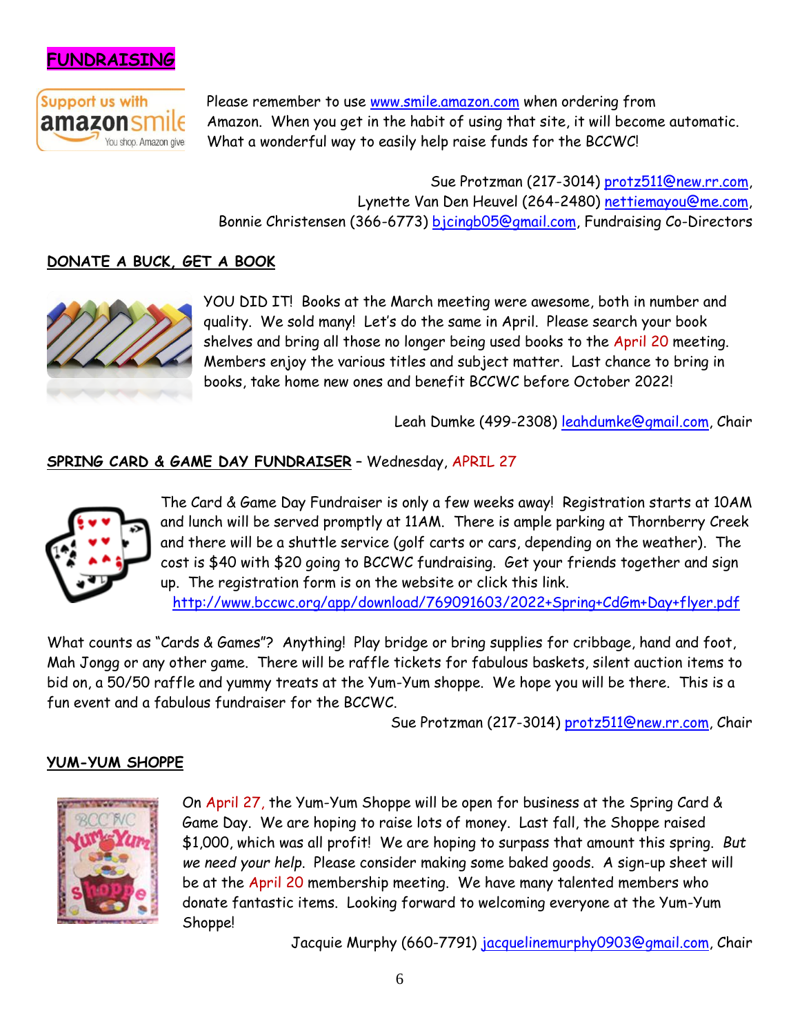## FUNDRAISING

Please remember to use www.smile.amazon.com when ordering from Amazon. When you get in the habit of using that site, it will become automatic. What a wonderful way to easily help raise funds for the BCCWC!

Sue Protzman (217-3014) protz511@new.rr.com,
Lynette Van Den Heuvel (264-2480) nettiemayou@me.com,
Bonnie Christensen (366-6773) bjcingb05@gmail.com, Fundraising Co-Directors

### DONATE A BUCK, GET A BOOK

YOU DID IT! Books at the March meeting were awesome, both in number and quality. We sold many! Let's do the same in April. Please search your book shelves and bring all those no longer being used books to the April 20 meeting. Members enjoy the various titles and subject matter. Last chance to bring in books, take home new ones and benefit BCCWC before October 2022!

Leah Dumke (499-2308) leahdumke@gmail.com, Chair

### SPRING CARD & GAME DAY FUNDRAISER – Wednesday, APRIL 27

The Card & Game Day Fundraiser is only a few weeks away! Registration starts at 10AM and lunch will be served promptly at 11AM. There is ample parking at Thornberry Creek and there will be a shuttle service (golf carts or cars, depending on the weather). The cost is $40 with $20 going to BCCWC fundraising. Get your friends together and sign up. The registration form is on the website or click this link.
http://www.bccwc.org/app/download/769091603/2022+Spring+CdGm+Day+flyer.pdf

What counts as "Cards & Games"? Anything! Play bridge or bring supplies for cribbage, hand and foot, Mah Jongg or any other game. There will be raffle tickets for fabulous baskets, silent auction items to bid on, a 50/50 raffle and yummy treats at the Yum-Yum shoppe. We hope you will be there. This is a fun event and a fabulous fundraiser for the BCCWC.

Sue Protzman (217-3014) protz511@new.rr.com, Chair

### YUM-YUM SHOPPE

On April 27, the Yum-Yum Shoppe will be open for business at the Spring Card & Game Day. We are hoping to raise lots of money. Last fall, the Shoppe raised $1,000, which was all profit! We are hoping to surpass that amount this spring. *But we need your help*. Please consider making some baked goods. A sign-up sheet will be at the April 20 membership meeting. We have many talented members who donate fantastic items. Looking forward to welcoming everyone at the Yum-Yum Shoppe!

Jacquie Murphy (660-7791) jacquelinemurphy0903@gmail.com, Chair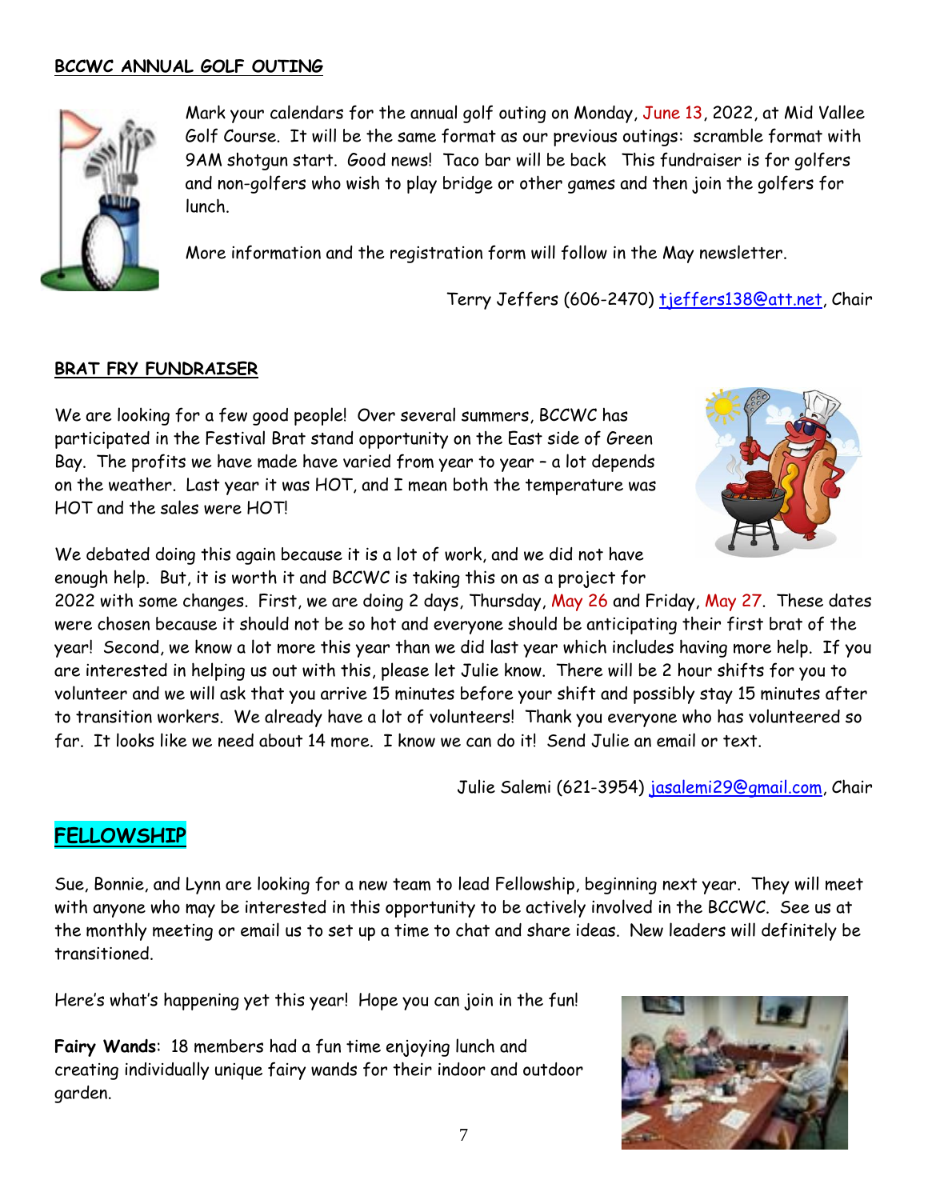## BCCWC ANNUAL GOLF OUTING

Mark your calendars for the annual golf outing on Monday, June 13, 2022, at Mid Vallee Golf Course. It will be the same format as our previous outings: scramble format with 9AM shotgun start. Good news! Taco bar will be back This fundraiser is for golfers and non-golfers who wish to play bridge or other games and then join the golfers for lunch.

More information and the registration form will follow in the May newsletter.

Terry Jeffers (606-2470) tjeffers138@att.net, Chair

## BRAT FRY FUNDRAISER

We are looking for a few good people! Over several summers, BCCWC has participated in the Festival Brat stand opportunity on the East side of Green Bay. The profits we have made have varied from year to year – a lot depends on the weather. Last year it was HOT, and I mean both the temperature was HOT and the sales were HOT!

We debated doing this again because it is a lot of work, and we did not have enough help. But, it is worth it and BCCWC is taking this on as a project for 2022 with some changes. First, we are doing 2 days, Thursday, May 26 and Friday, May 27. These dates were chosen because it should not be so hot and everyone should be anticipating their first brat of the year! Second, we know a lot more this year than we did last year which includes having more help. If you are interested in helping us out with this, please let Julie know. There will be 2 hour shifts for you to volunteer and we will ask that you arrive 15 minutes before your shift and possibly stay 15 minutes after to transition workers. We already have a lot of volunteers! Thank you everyone who has volunteered so far. It looks like we need about 14 more. I know we can do it! Send Julie an email or text.

Julie Salemi (621-3954) jasalemi29@gmail.com, Chair

## FELLOWSHIP

Sue, Bonnie, and Lynn are looking for a new team to lead Fellowship, beginning next year. They will meet with anyone who may be interested in this opportunity to be actively involved in the BCCWC. See us at the monthly meeting or email us to set up a time to chat and share ideas. New leaders will definitely be transitioned.

Here's what's happening yet this year! Hope you can join in the fun!

**Fairy Wands**: 18 members had a fun time enjoying lunch and creating individually unique fairy wands for their indoor and outdoor garden.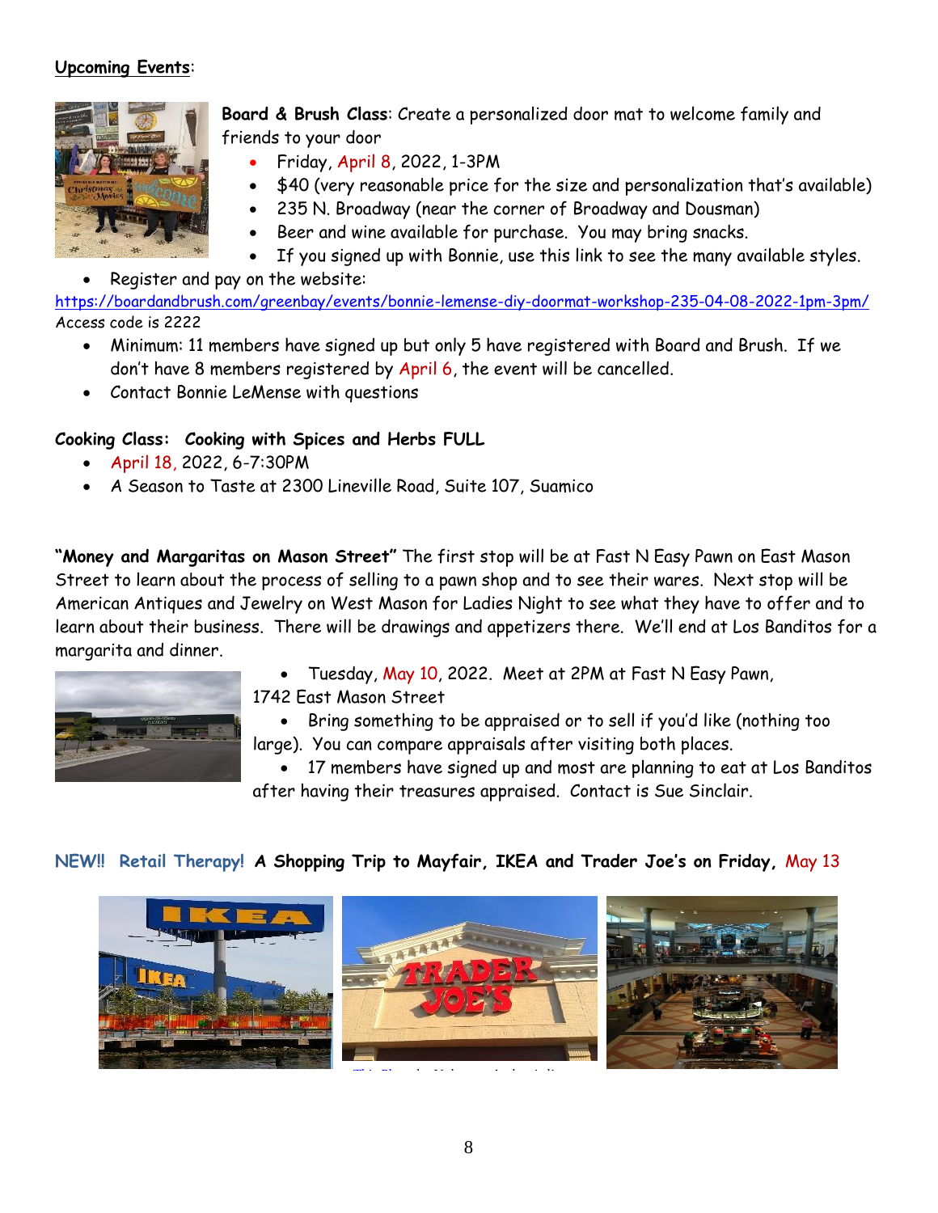**Upcoming Events:**

**Board & Brush Class**: Create a personalized door mat to welcome family and friends to your door

- Friday, April 8, 2022, 1-3PM
- $40 (very reasonable price for the size and personalization that's available)
- 235 N. Broadway (near the corner of Broadway and Dousman)
- Beer and wine available for purchase. You may bring snacks.
- If you signed up with Bonnie, use this link to see the many available styles.
- Register and pay on the website:

https://boardandbrush.com/greenbay/events/bonnie-lemense-diy-doormat-workshop-235-04-08-2022-1pm-3pm/
Access code is 2222

- Minimum: 11 members have signed up but only 5 have registered with Board and Brush. If we don't have 8 members registered by April 6, the event will be cancelled.
- Contact Bonnie LeMense with questions

**Cooking Class: Cooking with Spices and Herbs FULL**

- April 18, 2022, 6-7:30PM
- A Season to Taste at 2300 Lineville Road, Suite 107, Suamico

**"Money and Margaritas on Mason Street"** The first stop will be at Fast N Easy Pawn on East Mason Street to learn about the process of selling to a pawn shop and to see their wares. Next stop will be American Antiques and Jewelry on West Mason for Ladies Night to see what they have to offer and to learn about their business. There will be drawings and appetizers there. We'll end at Los Banditos for a margarita and dinner.

- Tuesday, May 10, 2022. Meet at 2PM at Fast N Easy Pawn, 1742 East Mason Street
- Bring something to be appraised or to sell if you'd like (nothing too large). You can compare appraisals after visiting both places.
- 17 members have signed up and most are planning to eat at Los Banditos after having their treasures appraised. Contact is Sue Sinclair.

**NEW!! Retail Therapy! A Shopping Trip to Mayfair, IKEA and Trader Joe's on Friday,** May 13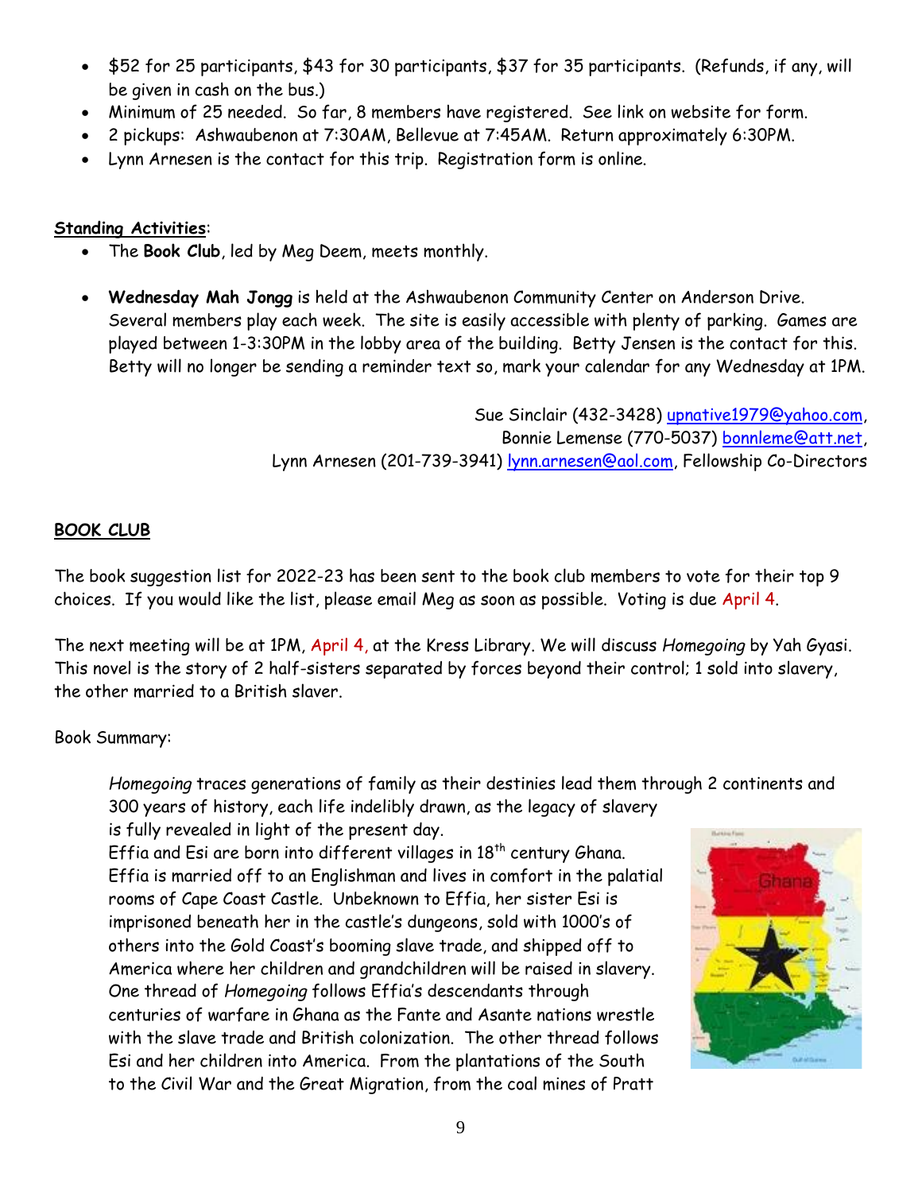- $52 for 25 participants, $43 for 30 participants, $37 for 35 participants. (Refunds, if any, will be given in cash on the bus.)
- Minimum of 25 needed. So far, 8 members have registered. See link on website for form.
- 2 pickups: Ashwaubenon at 7:30AM, Bellevue at 7:45AM. Return approximately 6:30PM.
- Lynn Arnesen is the contact for this trip. Registration form is online.

**Standing Activities**:

- The **Book Club**, led by Meg Deem, meets monthly.
- **Wednesday Mah Jongg** is held at the Ashwaubenon Community Center on Anderson Drive. Several members play each week. The site is easily accessible with plenty of parking. Games are played between 1-3:30PM in the lobby area of the building. Betty Jensen is the contact for this. Betty will no longer be sending a reminder text so, mark your calendar for any Wednesday at 1PM.

Sue Sinclair (432-3428) upnative1979@yahoo.com,
Bonnie Lemense (770-5037) bonnleme@att.net,
Lynn Arnesen (201-739-3941) lynn.arnesen@aol.com, Fellowship Co-Directors

## BOOK CLUB

The book suggestion list for 2022-23 has been sent to the book club members to vote for their top 9 choices. If you would like the list, please email Meg as soon as possible. Voting is due April 4.

The next meeting will be at 1PM, April 4, at the Kress Library. We will discuss *Homegoing* by Yah Gyasi. This novel is the story of 2 half-sisters separated by forces beyond their control; 1 sold into slavery, the other married to a British slaver.

Book Summary:

*Homegoing* traces generations of family as their destinies lead them through 2 continents and 300 years of history, each life indelibly drawn, as the legacy of slavery is fully revealed in light of the present day.
Effia and Esi are born into different villages in 18th century Ghana. Effia is married off to an Englishman and lives in comfort in the palatial rooms of Cape Coast Castle. Unbeknown to Effia, her sister Esi is imprisoned beneath her in the castle's dungeons, sold with 1000's of others into the Gold Coast's booming slave trade, and shipped off to America where her children and grandchildren will be raised in slavery. One thread of *Homegoing* follows Effia's descendants through centuries of warfare in Ghana as the Fante and Asante nations wrestle with the slave trade and British colonization. The other thread follows Esi and her children into America. From the plantations of the South to the Civil War and the Great Migration, from the coal mines of Pratt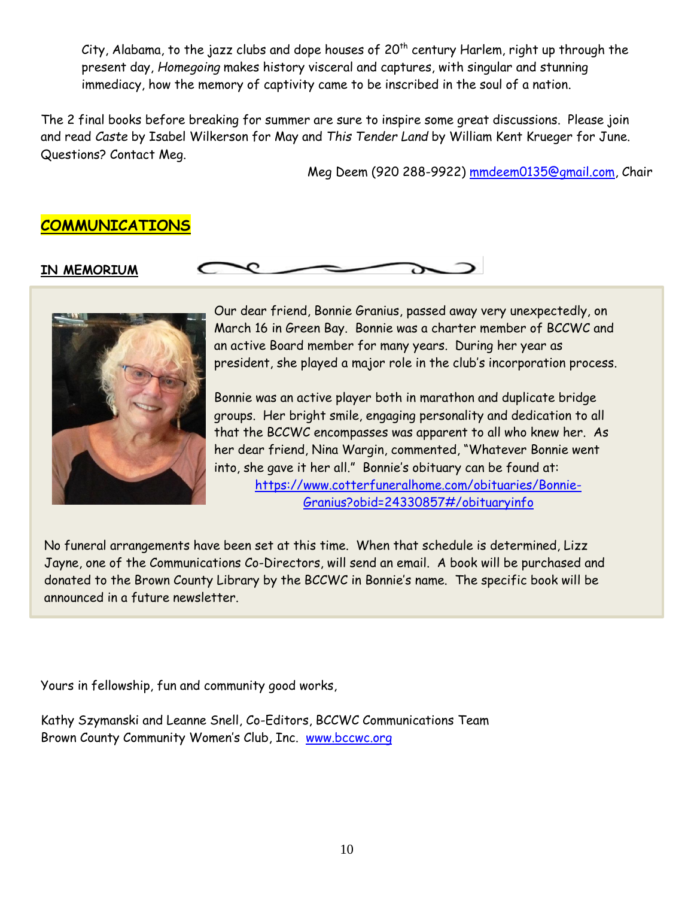City, Alabama, to the jazz clubs and dope houses of 20th century Harlem, right up through the present day, *Homegoing* makes history visceral and captures, with singular and stunning immediacy, how the memory of captivity came to be inscribed in the soul of a nation.

The 2 final books before breaking for summer are sure to inspire some great discussions. Please join and read *Caste* by Isabel Wilkerson for May and *This Tender Land* by William Kent Krueger for June. Questions? Contact Meg.

Meg Deem (920 288-9922) mmdeem0135@gmail.com, Chair

## COMMUNICATIONS

### IN MEMORIUM

Our dear friend, Bonnie Granius, passed away very unexpectedly, on March 16 in Green Bay. Bonnie was a charter member of BCCWC and an active Board member for many years. During her year as president, she played a major role in the club's incorporation process.

Bonnie was an active player both in marathon and duplicate bridge groups. Her bright smile, engaging personality and dedication to all that the BCCWC encompasses was apparent to all who knew her. As her dear friend, Nina Wargin, commented, "Whatever Bonnie went into, she gave it her all." Bonnie's obituary can be found at: https://www.cotterfuneralhome.com/obituaries/Bonnie-Granius?obid=24330857#/obituaryinfo

No funeral arrangements have been set at this time. When that schedule is determined, Lizz Jayne, one of the Communications Co-Directors, will send an email. A book will be purchased and donated to the Brown County Library by the BCCWC in Bonnie's name. The specific book will be announced in a future newsletter.

Yours in fellowship, fun and community good works,

Kathy Szymanski and Leanne Snell, Co-Editors, BCCWC Communications Team
Brown County Community Women's Club, Inc. www.bccwc.org